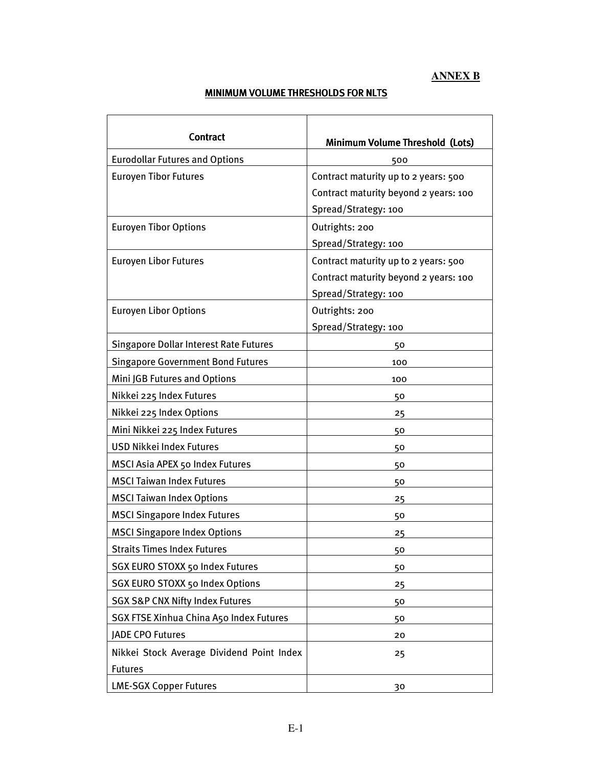**ANNEX B**

## MINIMUM VOLUME THRESHOLDS FOR NLTS

| Contract | Minimum Volume Threshold (Lots) |
|---|---|
| Eurodollar Futures and Options | 500 |
| Euroyen Tibor Futures | Contract maturity up to 2 years: 500<br>Contract maturity beyond 2 years: 100<br>Spread/Strategy: 100 |
| Euroyen Tibor Options | Outrights: 200<br>Spread/Strategy: 100 |
| Euroyen Libor Futures | Contract maturity up to 2 years: 500<br>Contract maturity beyond 2 years: 100<br>Spread/Strategy: 100 |
| Euroyen Libor Options | Outrights: 200<br>Spread/Strategy: 100 |
| Singapore Dollar Interest Rate Futures | 50 |
| Singapore Government Bond Futures | 100 |
| Mini JGB Futures and Options | 100 |
| Nikkei 225 Index Futures | 50 |
| Nikkei 225 Index Options | 25 |
| Mini Nikkei 225 Index Futures | 50 |
| USD Nikkei Index Futures | 50 |
| MSCI Asia APEX 50 Index Futures | 50 |
| MSCI Taiwan Index Futures | 50 |
| MSCI Taiwan Index Options | 25 |
| MSCI Singapore Index Futures | 50 |
| MSCI Singapore Index Options | 25 |
| Straits Times Index Futures | 50 |
| SGX EURO STOXX 50 Index Futures | 50 |
| SGX EURO STOXX 50 Index Options | 25 |
| SGX S&P CNX Nifty Index Futures | 50 |
| SGX FTSE Xinhua China A50 Index Futures | 50 |
| JADE CPO Futures | 20 |
| Nikkei Stock Average Dividend Point Index Futures | 25 |
| LME-SGX Copper Futures | 30 |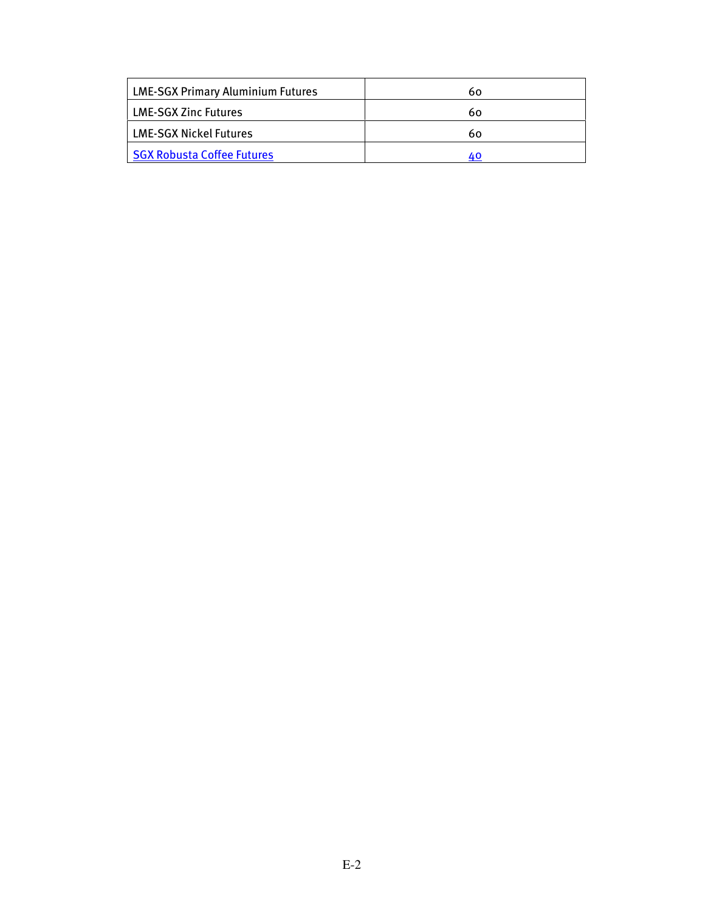| LME-SGX Primary Aluminium Futures | 60 |
|---|---|
| LME-SGX Zinc Futures | 60 |
| LME-SGX Nickel Futures | 60 |
| SGX Robusta Coffee Futures | 40 |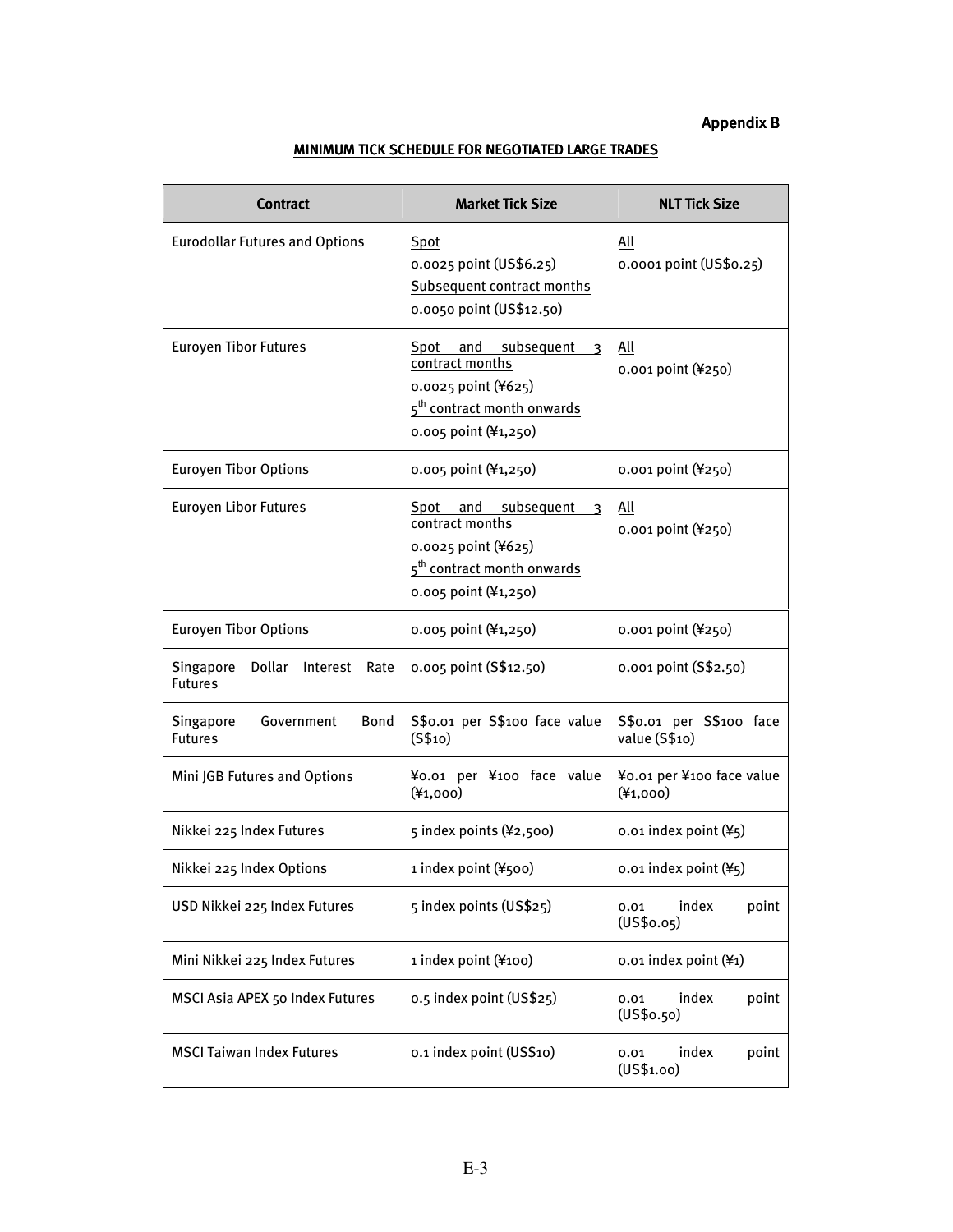**Appendix B**

**MINIMUM TICK SCHEDULE FOR NEGOTIATED LARGE TRADES**

| Contract | Market Tick Size | NLT Tick Size |
|---|---|---|
| Eurodollar Futures and Options | Spot<br>0.0025 point (US$6.25)<br>Subsequent contract months<br>0.0050 point (US$12.50) | All<br>0.0001 point (US$0.25) |
| Euroyen Tibor Futures | Spot and subsequent 3 contract months<br>0.0025 point (¥625)<br>5th contract month onwards<br>0.005 point (¥1,250) | All<br>0.001 point (¥250) |
| Euroyen Tibor Options | 0.005 point (¥1,250) | 0.001 point (¥250) |
| Euroyen Libor Futures | Spot and subsequent 3 contract months<br>0.0025 point (¥625)<br>5th contract month onwards<br>0.005 point (¥1,250) | All<br>0.001 point (¥250) |
| Euroyen Tibor Options | 0.005 point (¥1,250) | 0.001 point (¥250) |
| Singapore Dollar Interest Rate Futures | 0.005 point (S$12.50) | 0.001 point (S$2.50) |
| Singapore Government Bond Futures | S$0.01 per S$100 face value (S$10) | S$0.01 per S$100 face value (S$10) |
| Mini JGB Futures and Options | ¥0.01 per ¥100 face value (¥1,000) | ¥0.01 per ¥100 face value (¥1,000) |
| Nikkei 225 Index Futures | 5 index points (¥2,500) | 0.01 index point (¥5) |
| Nikkei 225 Index Options | 1 index point (¥500) | 0.01 index point (¥5) |
| USD Nikkei 225 Index Futures | 5 index points (US$25) | 0.01 index point (US$0.05) |
| Mini Nikkei 225 Index Futures | 1 index point (¥100) | 0.01 index point (¥1) |
| MSCI Asia APEX 50 Index Futures | 0.5 index point (US$25) | 0.01 index point (US$0.50) |
| MSCI Taiwan Index Futures | 0.1 index point (US$10) | 0.01 index point (US$1.00) |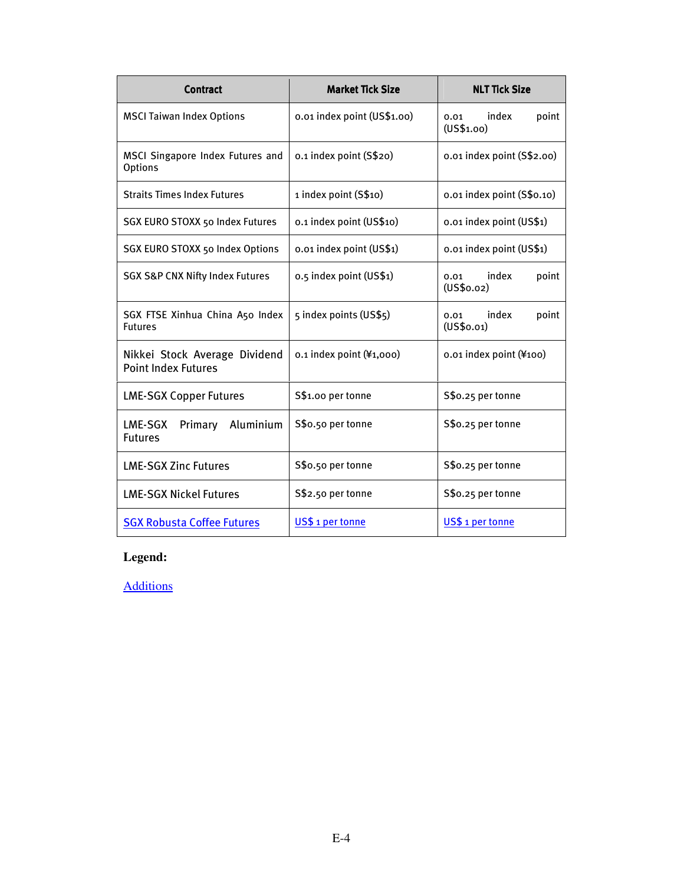| Contract | Market Tick Size | NLT Tick Size |
|---|---|---|
| MSCI Taiwan Index Options | 0.01 index point (US$1.00) | 0.01 index point (US$1.00) |
| MSCI Singapore Index Futures and Options | 0.1 index point (S$20) | 0.01 index point (S$2.00) |
| Straits Times Index Futures | 1 index point (S$10) | 0.01 index point (S$0.10) |
| SGX EURO STOXX 50 Index Futures | 0.1 index point (US$10) | 0.01 index point (US$1) |
| SGX EURO STOXX 50 Index Options | 0.01 index point (US$1) | 0.01 index point (US$1) |
| SGX S&P CNX Nifty Index Futures | 0.5 index point (US$1) | 0.01 index point (US$0.02) |
| SGX FTSE Xinhua China A50 Index Futures | 5 index points (US$5) | 0.01 index point (US$0.01) |
| Nikkei Stock Average Dividend Point Index Futures | 0.1 index point (¥1,000) | 0.01 index point (¥100) |
| LME-SGX Copper Futures | S$1.00 per tonne | S$0.25 per tonne |
| LME-SGX Primary Aluminium Futures | S$0.50 per tonne | S$0.25 per tonne |
| LME-SGX Zinc Futures | S$0.50 per tonne | S$0.25 per tonne |
| LME-SGX Nickel Futures | S$2.50 per tonne | S$0.25 per tonne |
| SGX Robusta Coffee Futures | US$ 1 per tonne | US$ 1 per tonne |

**Legend:**

Additions